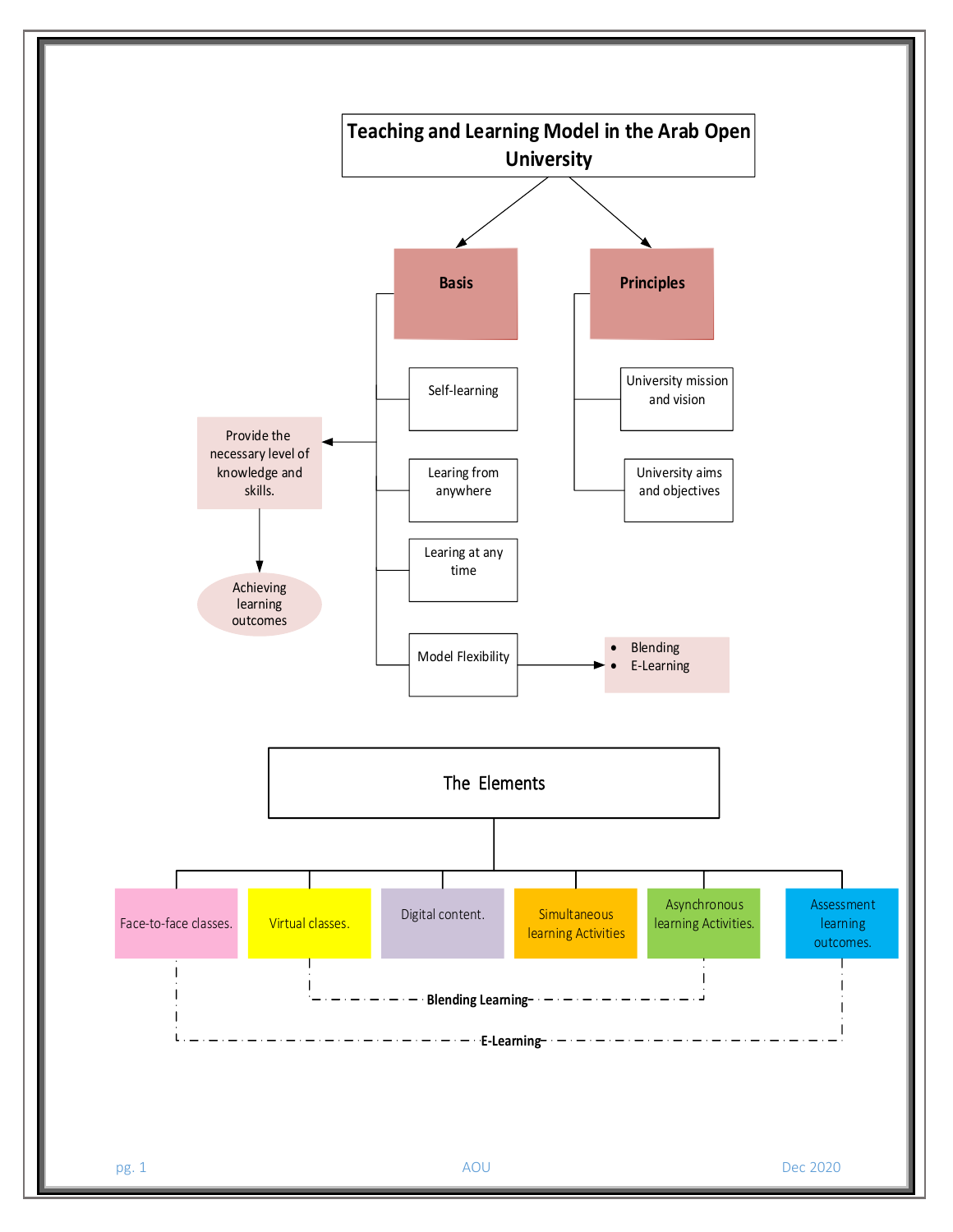# Teaching and Learning Model in the Arab Open University

## Basis

- Self-learning
- Learing from anywhere
- Learing at any time
- Model Flexibility
  - Blending
  - E-Learning

Provide the necessary level of knowledge and skills.

Achieving learning outcomes

## Principles

- University mission and vision
- University aims and objectives

## The Elements

- Face-to-face classes.
- Virtual classes.
- Digital content.
- Simultaneous learning Activities
- Asynchronous learning Activities.
- Assessment learning outcomes.

**Blending Learning**

**E-Learning**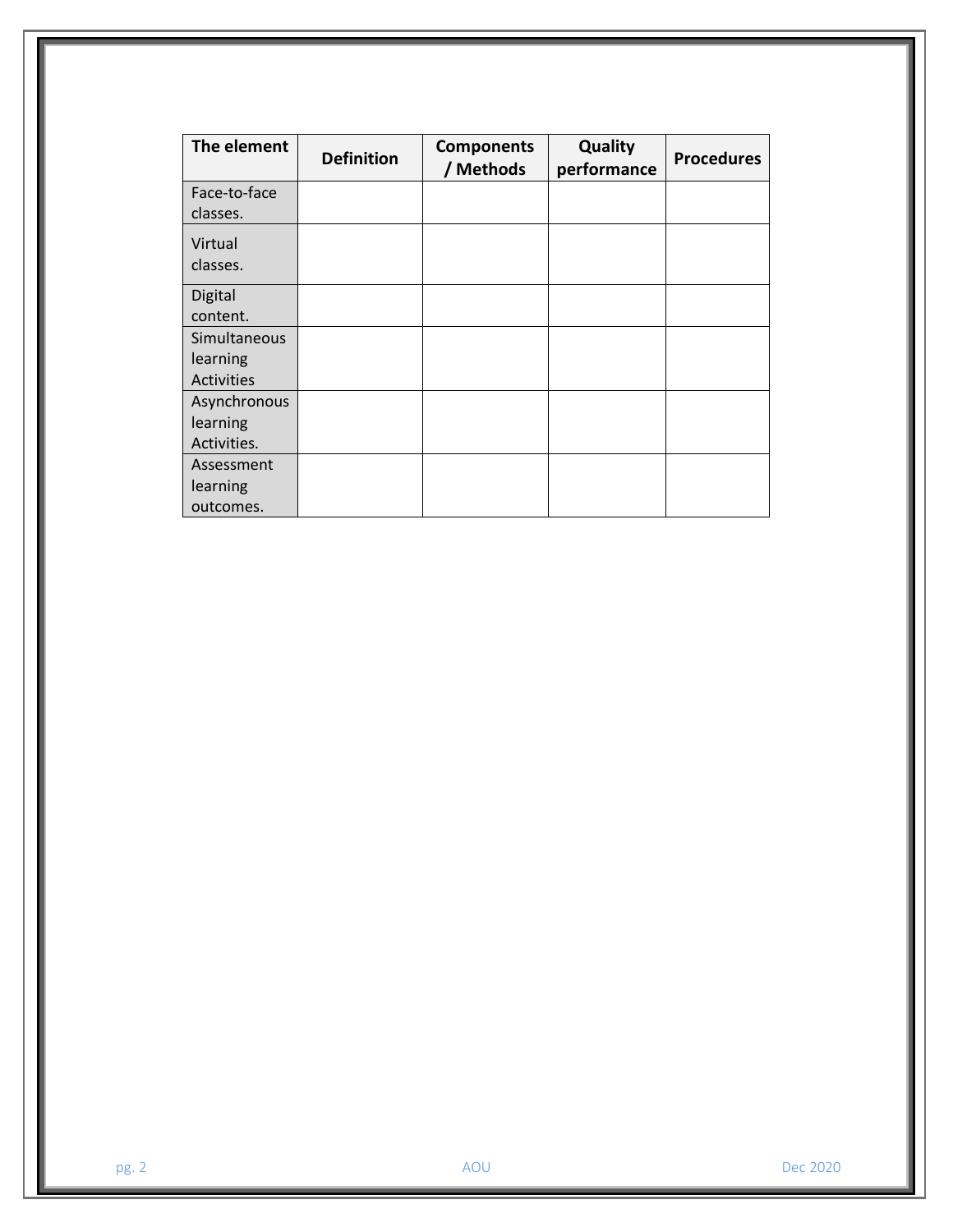| The element | Definition | Components / Methods | Quality performance | Procedures |
|---|---|---|---|---|
| Face-to-face classes. | | | | |
| Virtual classes. | | | | |
| Digital content. | | | | |
| Simultaneous learning Activities | | | | |
| Asynchronous learning Activities. | | | | |
| Assessment learning outcomes. | | | | |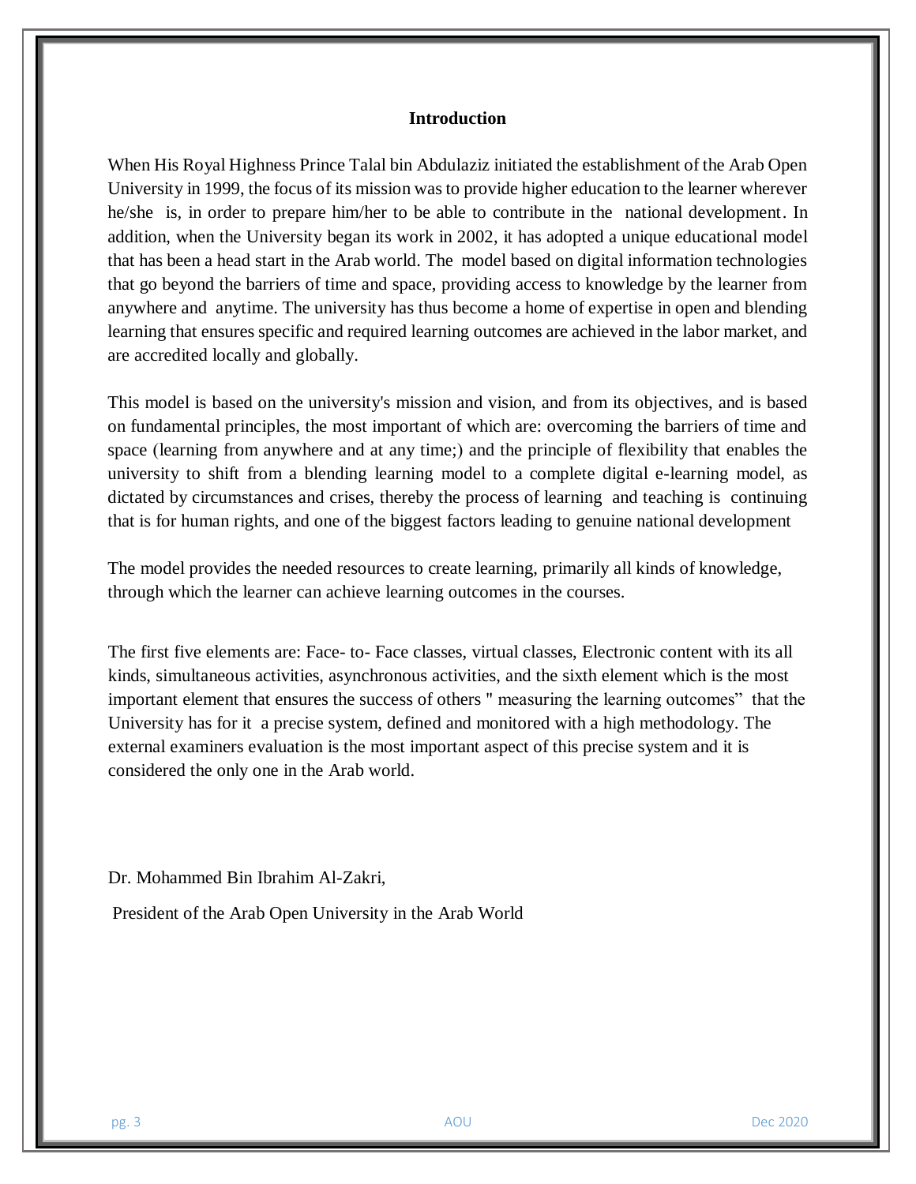## Introduction

When His Royal Highness Prince Talal bin Abdulaziz initiated the establishment of the Arab Open University in 1999, the focus of its mission was to provide higher education to the learner wherever he/she is, in order to prepare him/her to be able to contribute in the national development. In addition, when the University began its work in 2002, it has adopted a unique educational model that has been a head start in the Arab world. The model based on digital information technologies that go beyond the barriers of time and space, providing access to knowledge by the learner from anywhere and anytime. The university has thus become a home of expertise in open and blending learning that ensures specific and required learning outcomes are achieved in the labor market, and are accredited locally and globally.

This model is based on the university's mission and vision, and from its objectives, and is based on fundamental principles, the most important of which are: overcoming the barriers of time and space (learning from anywhere and at any time;) and the principle of flexibility that enables the university to shift from a blending learning model to a complete digital e-learning model, as dictated by circumstances and crises, thereby the process of learning and teaching is continuing that is for human rights, and one of the biggest factors leading to genuine national development

The model provides the needed resources to create learning, primarily all kinds of knowledge, through which the learner can achieve learning outcomes in the courses.

The first five elements are: Face- to- Face classes, virtual classes, Electronic content with its all kinds, simultaneous activities, asynchronous activities, and the sixth element which is the most important element that ensures the success of others " measuring the learning outcomes" that the University has for it a precise system, defined and monitored with a high methodology. The external examiners evaluation is the most important aspect of this precise system and it is considered the only one in the Arab world.

Dr. Mohammed Bin Ibrahim Al-Zakri,

President of the Arab Open University in the Arab World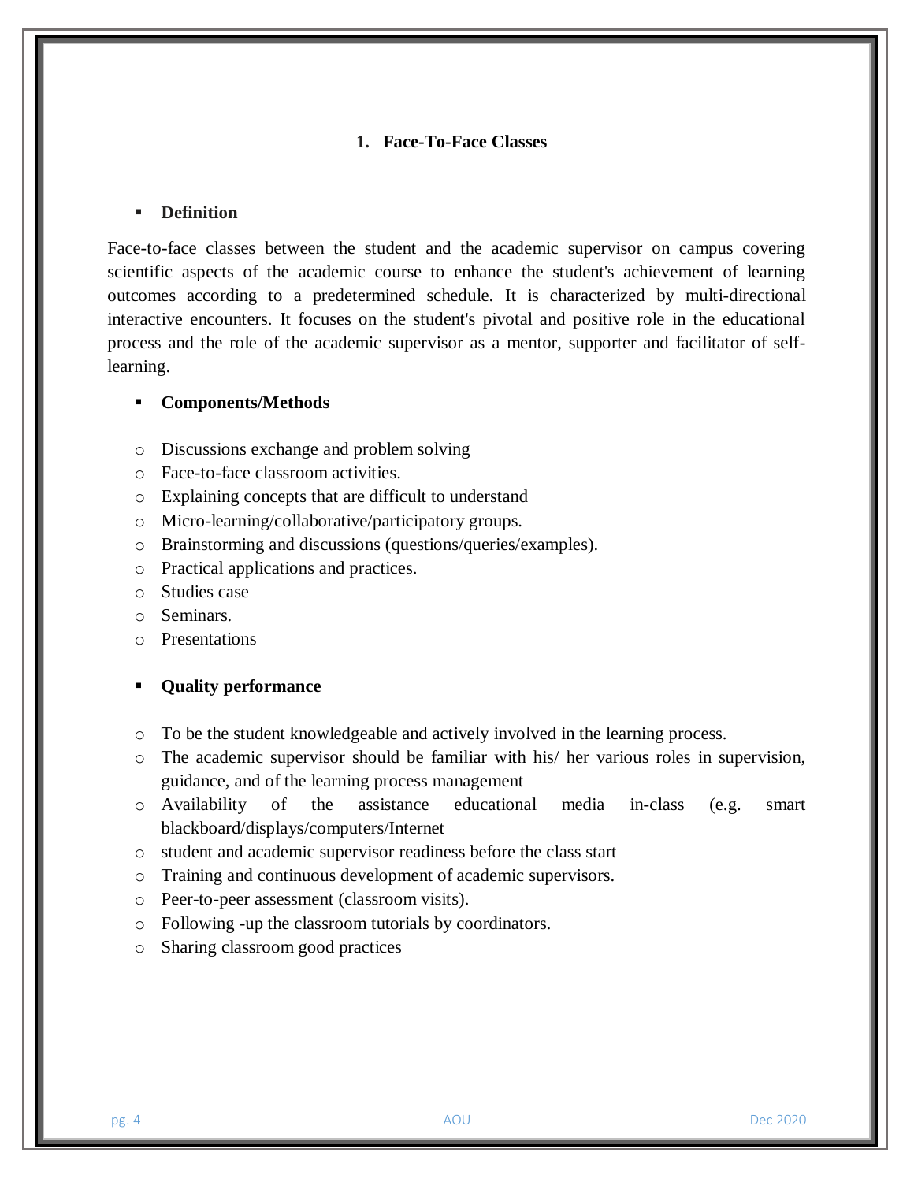## 1. Face-To-Face Classes

- **Definition**

Face-to-face classes between the student and the academic supervisor on campus covering scientific aspects of the academic course to enhance the student's achievement of learning outcomes according to a predetermined schedule. It is characterized by multi-directional interactive encounters. It focuses on the student's pivotal and positive role in the educational process and the role of the academic supervisor as a mentor, supporter and facilitator of self-learning.

- **Components/Methods**

  - Discussions exchange and problem solving
  - Face-to-face classroom activities.
  - Explaining concepts that are difficult to understand
  - Micro-learning/collaborative/participatory groups.
  - Brainstorming and discussions (questions/queries/examples).
  - Practical applications and practices.
  - Studies case
  - Seminars.
  - Presentations

- **Quality performance**

  - To be the student knowledgeable and actively involved in the learning process.
  - The academic supervisor should be familiar with his/ her various roles in supervision, guidance, and of the learning process management
  - Availability of the assistance educational media in-class (e.g. smart blackboard/displays/computers/Internet
  - student and academic supervisor readiness before the class start
  - Training and continuous development of academic supervisors.
  - Peer-to-peer assessment (classroom visits).
  - Following -up the classroom tutorials by coordinators.
  - Sharing classroom good practices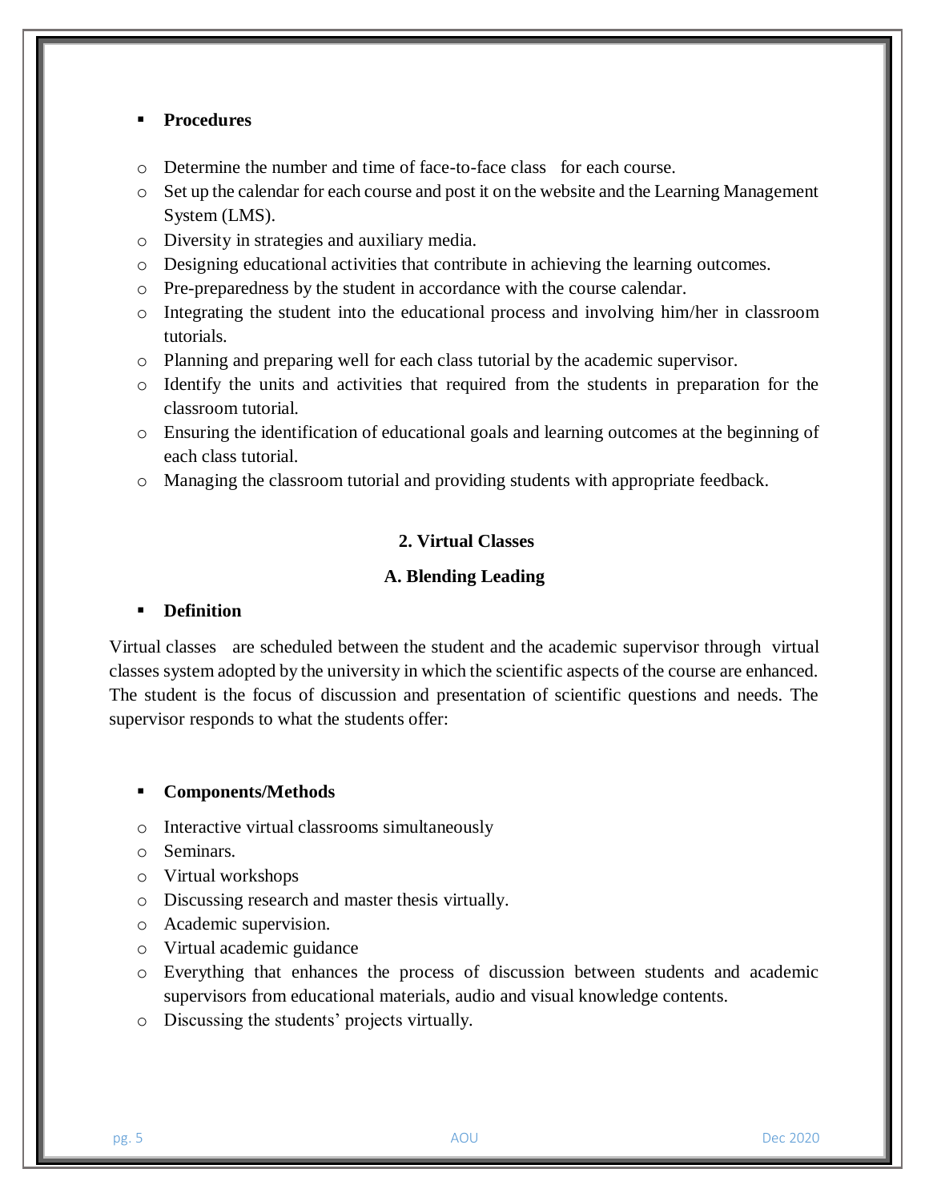- **Procedures**

  - Determine the number and time of face-to-face class for each course.
  - Set up the calendar for each course and post it on the website and the Learning Management System (LMS).
  - Diversity in strategies and auxiliary media.
  - Designing educational activities that contribute in achieving the learning outcomes.
  - Pre-preparedness by the student in accordance with the course calendar.
  - Integrating the student into the educational process and involving him/her in classroom tutorials.
  - Planning and preparing well for each class tutorial by the academic supervisor.
  - Identify the units and activities that required from the students in preparation for the classroom tutorial.
  - Ensuring the identification of educational goals and learning outcomes at the beginning of each class tutorial.
  - Managing the classroom tutorial and providing students with appropriate feedback.

## 2. Virtual Classes

### A. Blending Leading

- **Definition**

Virtual classes are scheduled between the student and the academic supervisor through virtual classes system adopted by the university in which the scientific aspects of the course are enhanced. The student is the focus of discussion and presentation of scientific questions and needs. The supervisor responds to what the students offer:

- **Components/Methods**

  - Interactive virtual classrooms simultaneously
  - Seminars.
  - Virtual workshops
  - Discussing research and master thesis virtually.
  - Academic supervision.
  - Virtual academic guidance
  - Everything that enhances the process of discussion between students and academic supervisors from educational materials, audio and visual knowledge contents.
  - Discussing the students' projects virtually.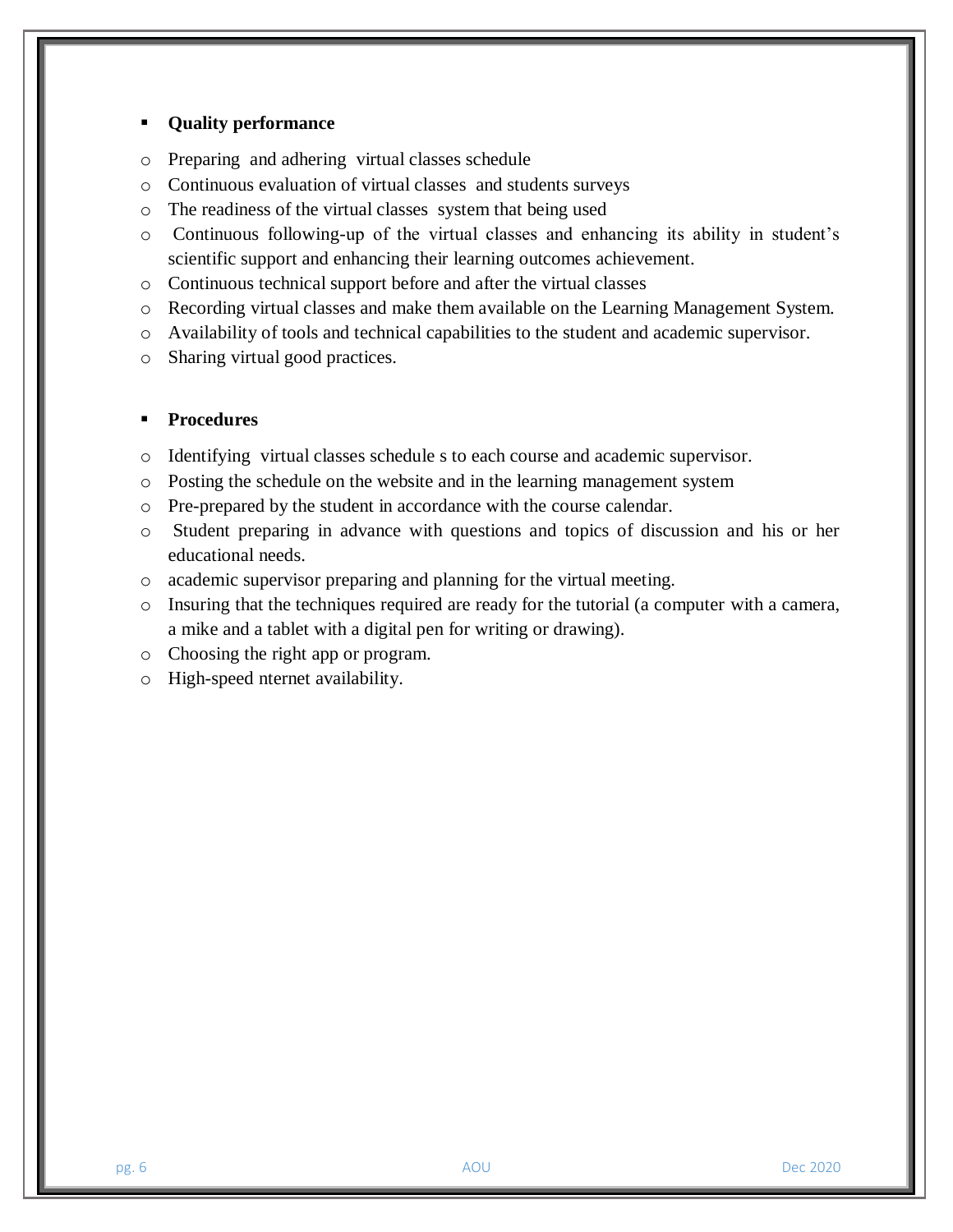- **Quality performance**

  - Preparing and adhering virtual classes schedule
  - Continuous evaluation of virtual classes and students surveys
  - The readiness of the virtual classes system that being used
  - Continuous following-up of the virtual classes and enhancing its ability in student's scientific support and enhancing their learning outcomes achievement.
  - Continuous technical support before and after the virtual classes
  - Recording virtual classes and make them available on the Learning Management System.
  - Availability of tools and technical capabilities to the student and academic supervisor.
  - Sharing virtual good practices.

- **Procedures**

  - Identifying virtual classes schedule s to each course and academic supervisor.
  - Posting the schedule on the website and in the learning management system
  - Pre-prepared by the student in accordance with the course calendar.
  - Student preparing in advance with questions and topics of discussion and his or her educational needs.
  - academic supervisor preparing and planning for the virtual meeting.
  - Insuring that the techniques required are ready for the tutorial (a computer with a camera, a mike and a tablet with a digital pen for writing or drawing).
  - Choosing the right app or program.
  - High-speed nternet availability.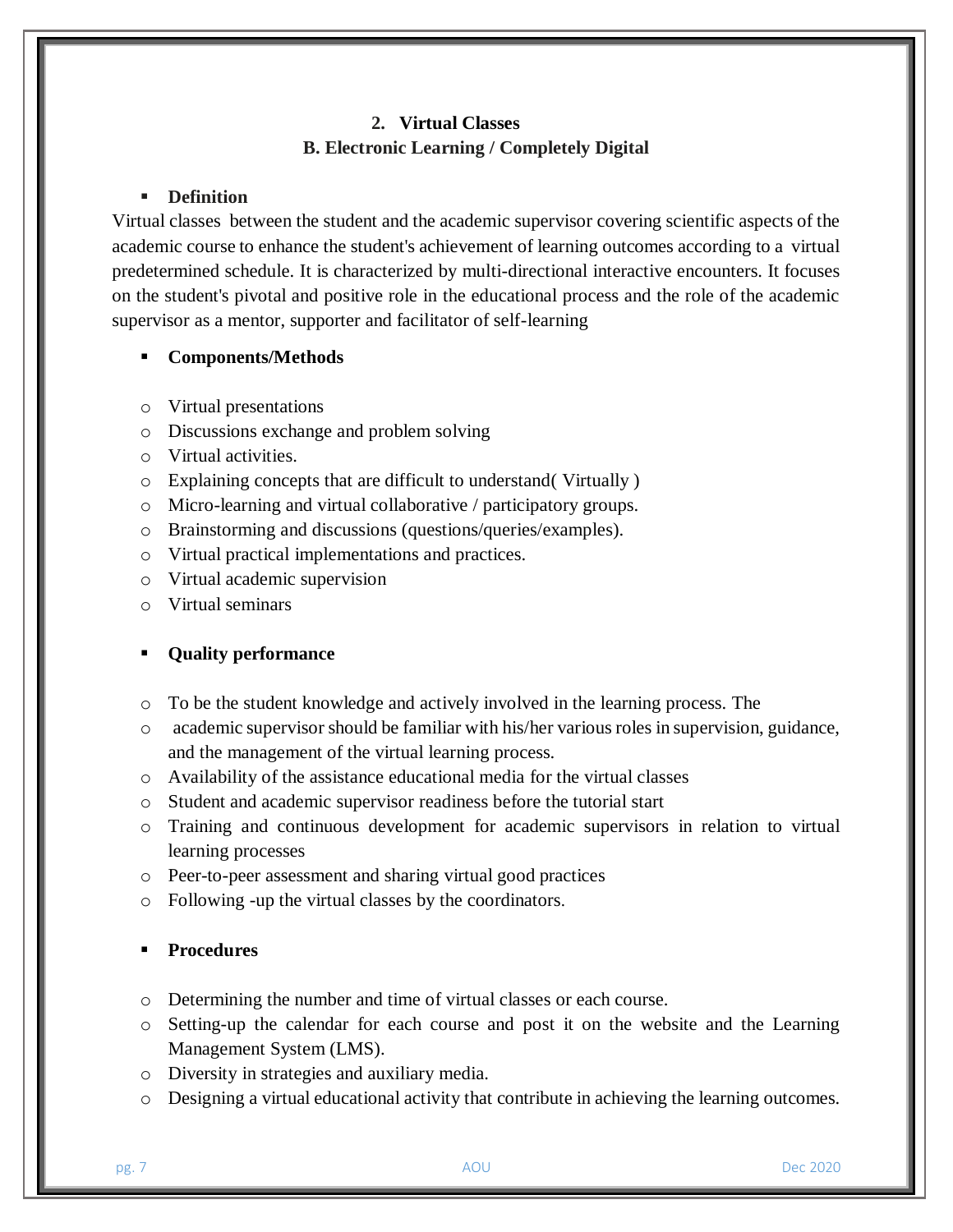## 2. Virtual Classes

### B. Electronic Learning / Completely Digital

- **Definition**

Virtual classes between the student and the academic supervisor covering scientific aspects of the academic course to enhance the student's achievement of learning outcomes according to a virtual predetermined schedule. It is characterized by multi-directional interactive encounters. It focuses on the student's pivotal and positive role in the educational process and the role of the academic supervisor as a mentor, supporter and facilitator of self-learning

- **Components/Methods**

  - Virtual presentations
  - Discussions exchange and problem solving
  - Virtual activities.
  - Explaining concepts that are difficult to understand( Virtually )
  - Micro-learning and virtual collaborative / participatory groups.
  - Brainstorming and discussions (questions/queries/examples).
  - Virtual practical implementations and practices.
  - Virtual academic supervision
  - Virtual seminars

- **Quality performance**

  - To be the student knowledge and actively involved in the learning process. The
  - academic supervisor should be familiar with his/her various roles in supervision, guidance, and the management of the virtual learning process.
  - Availability of the assistance educational media for the virtual classes
  - Student and academic supervisor readiness before the tutorial start
  - Training and continuous development for academic supervisors in relation to virtual learning processes
  - Peer-to-peer assessment and sharing virtual good practices
  - Following -up the virtual classes by the coordinators.

- **Procedures**

  - Determining the number and time of virtual classes or each course.
  - Setting-up the calendar for each course and post it on the website and the Learning Management System (LMS).
  - Diversity in strategies and auxiliary media.
  - Designing a virtual educational activity that contribute in achieving the learning outcomes.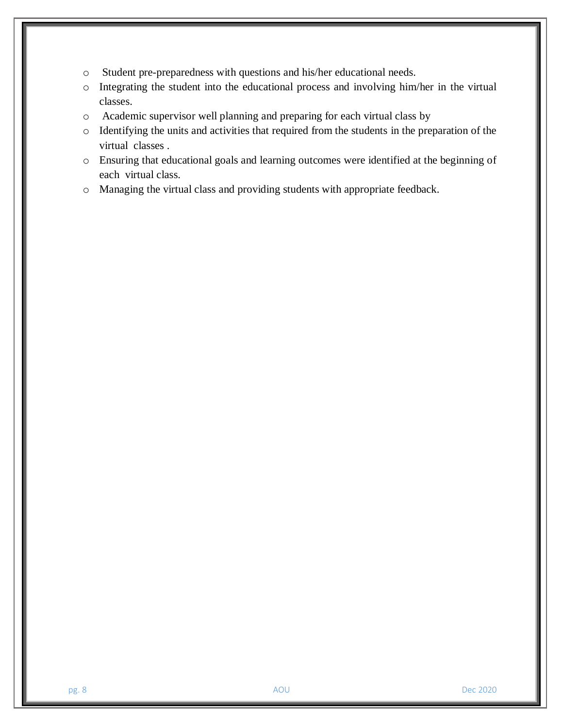- Student pre-preparedness with questions and his/her educational needs.
- Integrating the student into the educational process and involving him/her in the virtual classes.
- Academic supervisor well planning and preparing for each virtual class by
- Identifying the units and activities that required from the students in the preparation of the virtual classes .
- Ensuring that educational goals and learning outcomes were identified at the beginning of each virtual class.
- Managing the virtual class and providing students with appropriate feedback.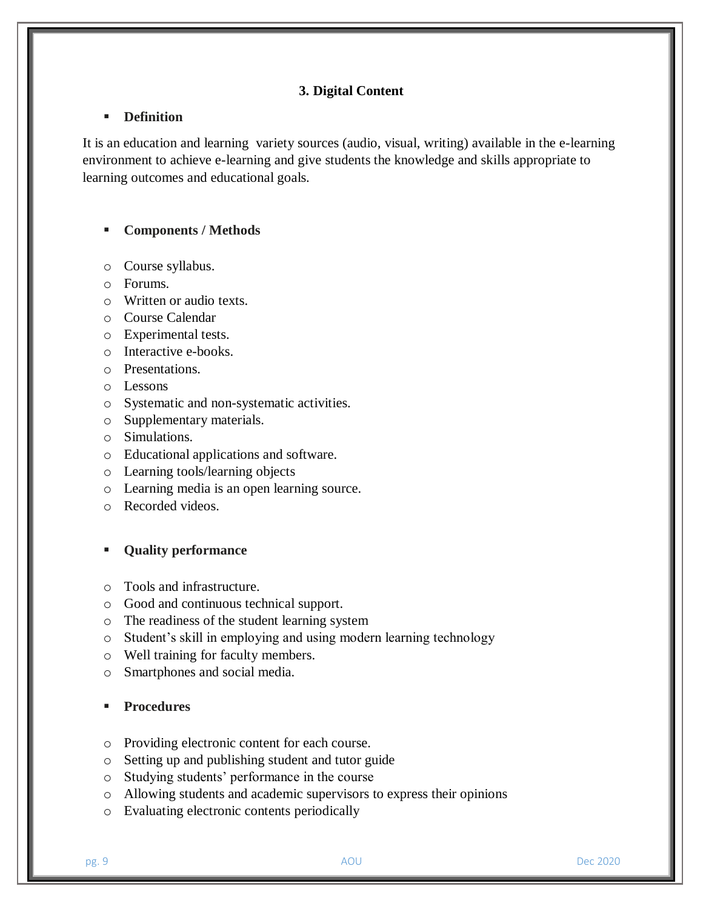## 3. Digital Content

- **Definition**

It is an education and learning variety sources (audio, visual, writing) available in the e-learning environment to achieve e-learning and give students the knowledge and skills appropriate to learning outcomes and educational goals.

- **Components / Methods**

  - Course syllabus.
  - Forums.
  - Written or audio texts.
  - Course Calendar
  - Experimental tests.
  - Interactive e-books.
  - Presentations.
  - Lessons
  - Systematic and non-systematic activities.
  - Supplementary materials.
  - Simulations.
  - Educational applications and software.
  - Learning tools/learning objects
  - Learning media is an open learning source.
  - Recorded videos.

- **Quality performance**

  - Tools and infrastructure.
  - Good and continuous technical support.
  - The readiness of the student learning system
  - Student's skill in employing and using modern learning technology
  - Well training for faculty members.
  - Smartphones and social media.

- **Procedures**

  - Providing electronic content for each course.
  - Setting up and publishing student and tutor guide
  - Studying students' performance in the course
  - Allowing students and academic supervisors to express their opinions
  - Evaluating electronic contents periodically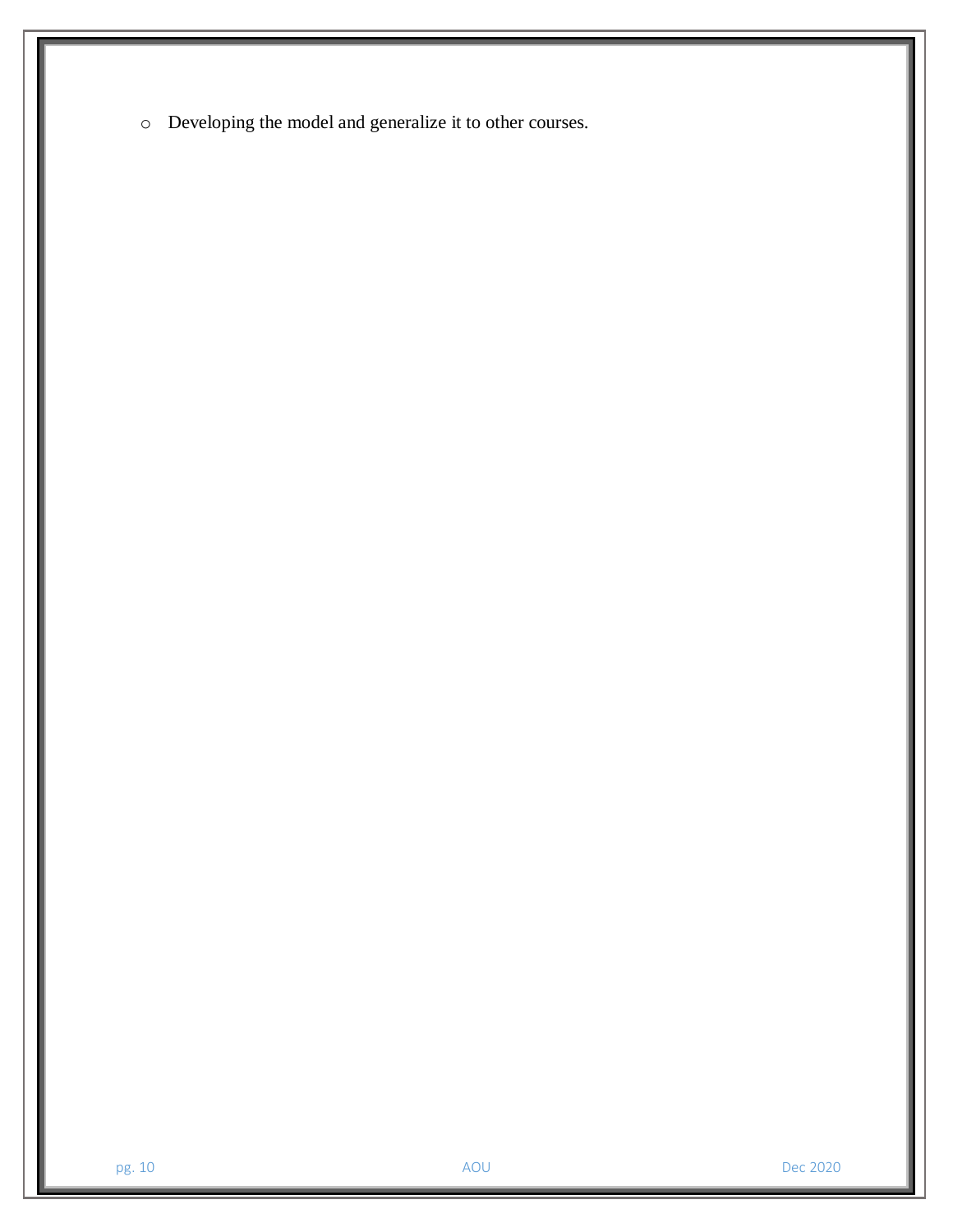- Developing the model and generalize it to other courses.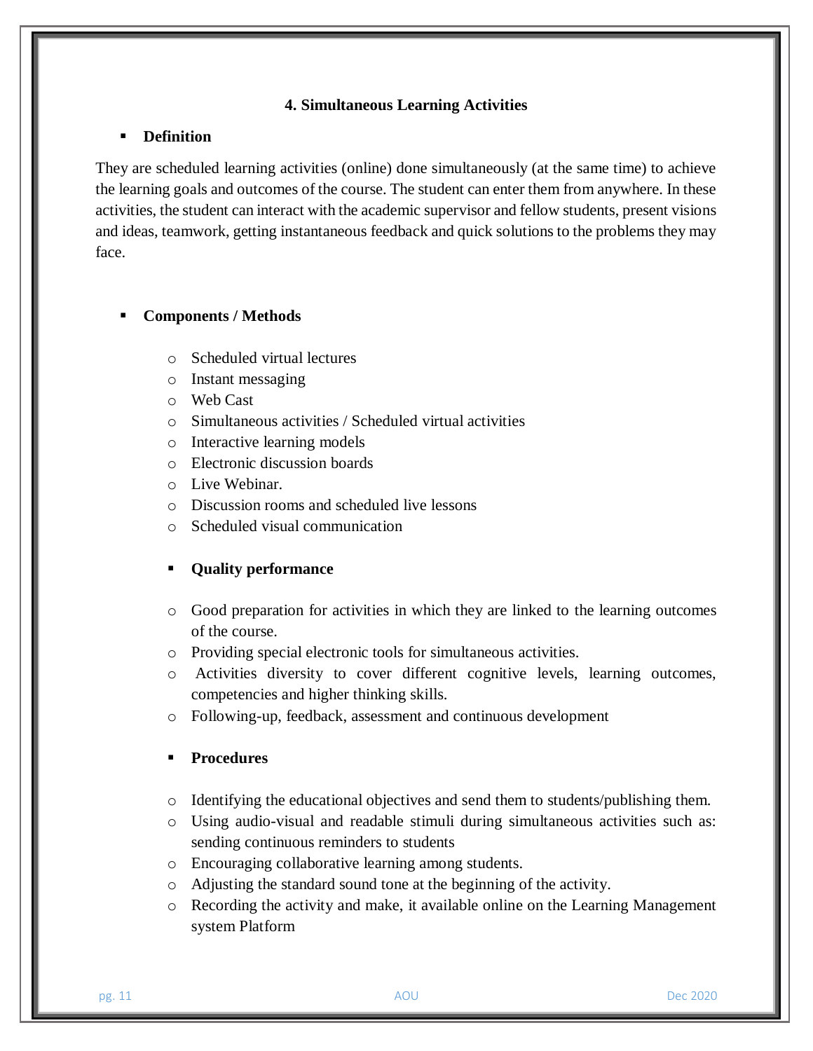## 4. Simultaneous Learning Activities

- **Definition**

They are scheduled learning activities (online) done simultaneously (at the same time) to achieve the learning goals and outcomes of the course. The student can enter them from anywhere. In these activities, the student can interact with the academic supervisor and fellow students, present visions and ideas, teamwork, getting instantaneous feedback and quick solutions to the problems they may face.

- **Components / Methods**

  - Scheduled virtual lectures
  - Instant messaging
  - Web Cast
  - Simultaneous activities / Scheduled virtual activities
  - Interactive learning models
  - Electronic discussion boards
  - Live Webinar.
  - Discussion rooms and scheduled live lessons
  - Scheduled visual communication

- **Quality performance**

  - Good preparation for activities in which they are linked to the learning outcomes of the course.
  - Providing special electronic tools for simultaneous activities.
  - Activities diversity to cover different cognitive levels, learning outcomes, competencies and higher thinking skills.
  - Following-up, feedback, assessment and continuous development

- **Procedures**

  - Identifying the educational objectives and send them to students/publishing them.
  - Using audio-visual and readable stimuli during simultaneous activities such as: sending continuous reminders to students
  - Encouraging collaborative learning among students.
  - Adjusting the standard sound tone at the beginning of the activity.
  - Recording the activity and make, it available online on the Learning Management system Platform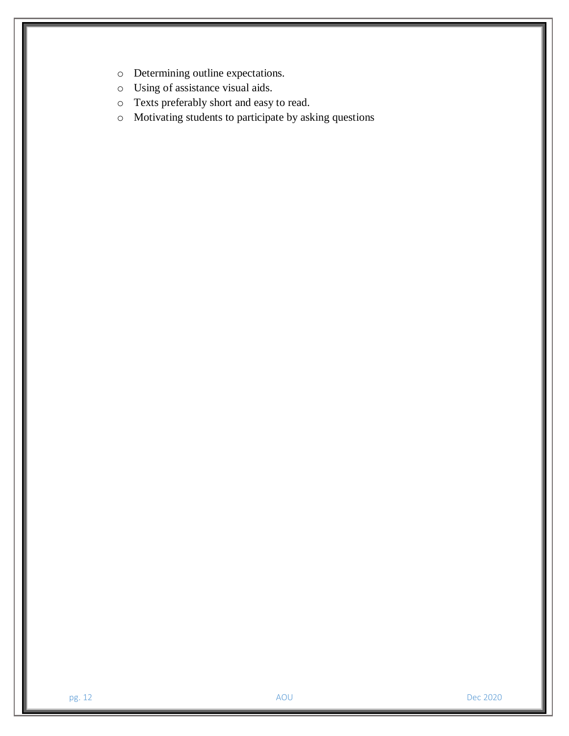- Determining outline expectations.
- Using of assistance visual aids.
- Texts preferably short and easy to read.
- Motivating students to participate by asking questions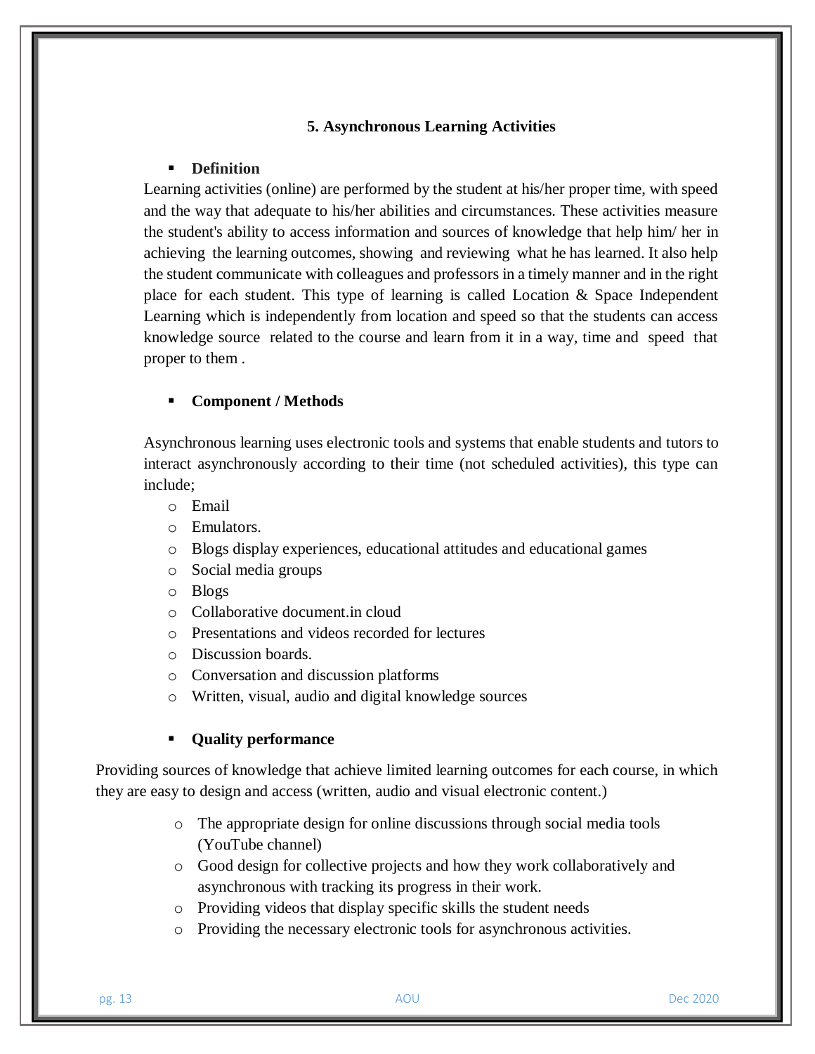## 5. Asynchronous Learning Activities

- **Definition**

Learning activities (online) are performed by the student at his/her proper time, with speed and the way that adequate to his/her abilities and circumstances. These activities measure the student's ability to access information and sources of knowledge that help him/ her in achieving the learning outcomes, showing and reviewing what he has learned. It also help the student communicate with colleagues and professors in a timely manner and in the right place for each student. This type of learning is called Location & Space Independent Learning which is independently from location and speed so that the students can access knowledge source related to the course and learn from it in a way, time and speed that proper to them .

- **Component / Methods**

Asynchronous learning uses electronic tools and systems that enable students and tutors to interact asynchronously according to their time (not scheduled activities), this type can include;

- Email
- Emulators.
- Blogs display experiences, educational attitudes and educational games
- Social media groups
- Blogs
- Collaborative document.in cloud
- Presentations and videos recorded for lectures
- Discussion boards.
- Conversation and discussion platforms
- Written, visual, audio and digital knowledge sources

- **Quality performance**

Providing sources of knowledge that achieve limited learning outcomes for each course, in which they are easy to design and access (written, audio and visual electronic content.)

- The appropriate design for online discussions through social media tools (YouTube channel)
- Good design for collective projects and how they work collaboratively and asynchronous with tracking its progress in their work.
- Providing videos that display specific skills the student needs
- Providing the necessary electronic tools for asynchronous activities.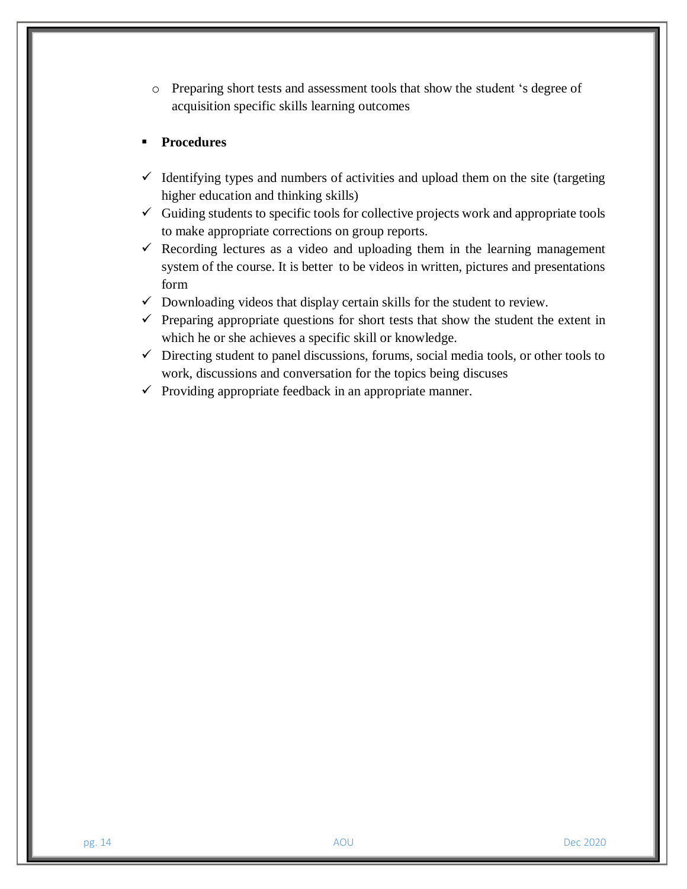- Preparing short tests and assessment tools that show the student 's degree of acquisition specific skills learning outcomes

- **Procedures**

- Identifying types and numbers of activities and upload them on the site (targeting higher education and thinking skills)
- Guiding students to specific tools for collective projects work and appropriate tools to make appropriate corrections on group reports.
- Recording lectures as a video and uploading them in the learning management system of the course. It is better to be videos in written, pictures and presentations form
- Downloading videos that display certain skills for the student to review.
- Preparing appropriate questions for short tests that show the student the extent in which he or she achieves a specific skill or knowledge.
- Directing student to panel discussions, forums, social media tools, or other tools to work, discussions and conversation for the topics being discuses
- Providing appropriate feedback in an appropriate manner.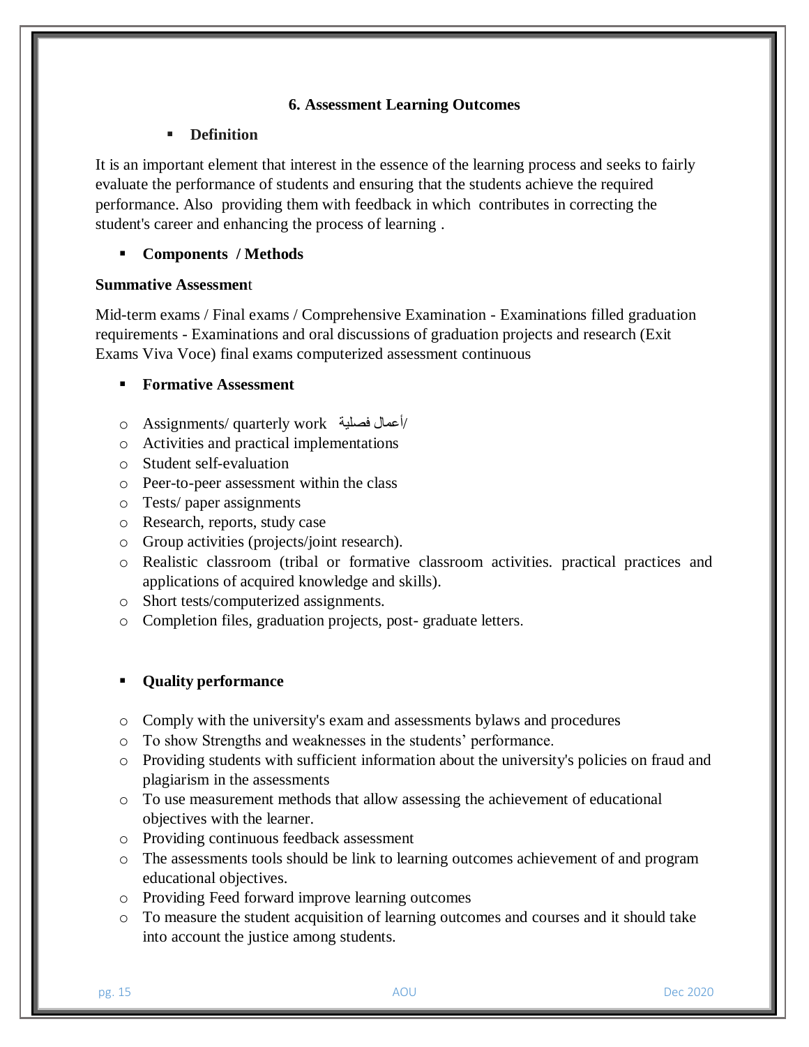## 6. Assessment Learning Outcomes

- **Definition**

It is an important element that interest in the essence of the learning process and seeks to fairly evaluate the performance of students and ensuring that the students achieve the required performance. Also providing them with feedback in which contributes in correcting the student's career and enhancing the process of learning .

- **Components / Methods**

**Summative Assessment**

Mid-term exams / Final exams / Comprehensive Examination - Examinations filled graduation requirements - Examinations and oral discussions of graduation projects and research (Exit Exams Viva Voce) final exams computerized assessment continuous

- **Formative Assessment**

  - Assignments/ quarterly work أعمال فصلية/
  - Activities and practical implementations
  - Student self-evaluation
  - Peer-to-peer assessment within the class
  - Tests/ paper assignments
  - Research, reports, study case
  - Group activities (projects/joint research).
  - Realistic classroom (tribal or formative classroom activities. practical practices and applications of acquired knowledge and skills).
  - Short tests/computerized assignments.
  - Completion files, graduation projects, post- graduate letters.

- **Quality performance**

  - Comply with the university's exam and assessments bylaws and procedures
  - To show Strengths and weaknesses in the students' performance.
  - Providing students with sufficient information about the university's policies on fraud and plagiarism in the assessments
  - To use measurement methods that allow assessing the achievement of educational objectives with the learner.
  - Providing continuous feedback assessment
  - The assessments tools should be link to learning outcomes achievement of and program educational objectives.
  - Providing Feed forward improve learning outcomes
  - To measure the student acquisition of learning outcomes and courses and it should take into account the justice among students.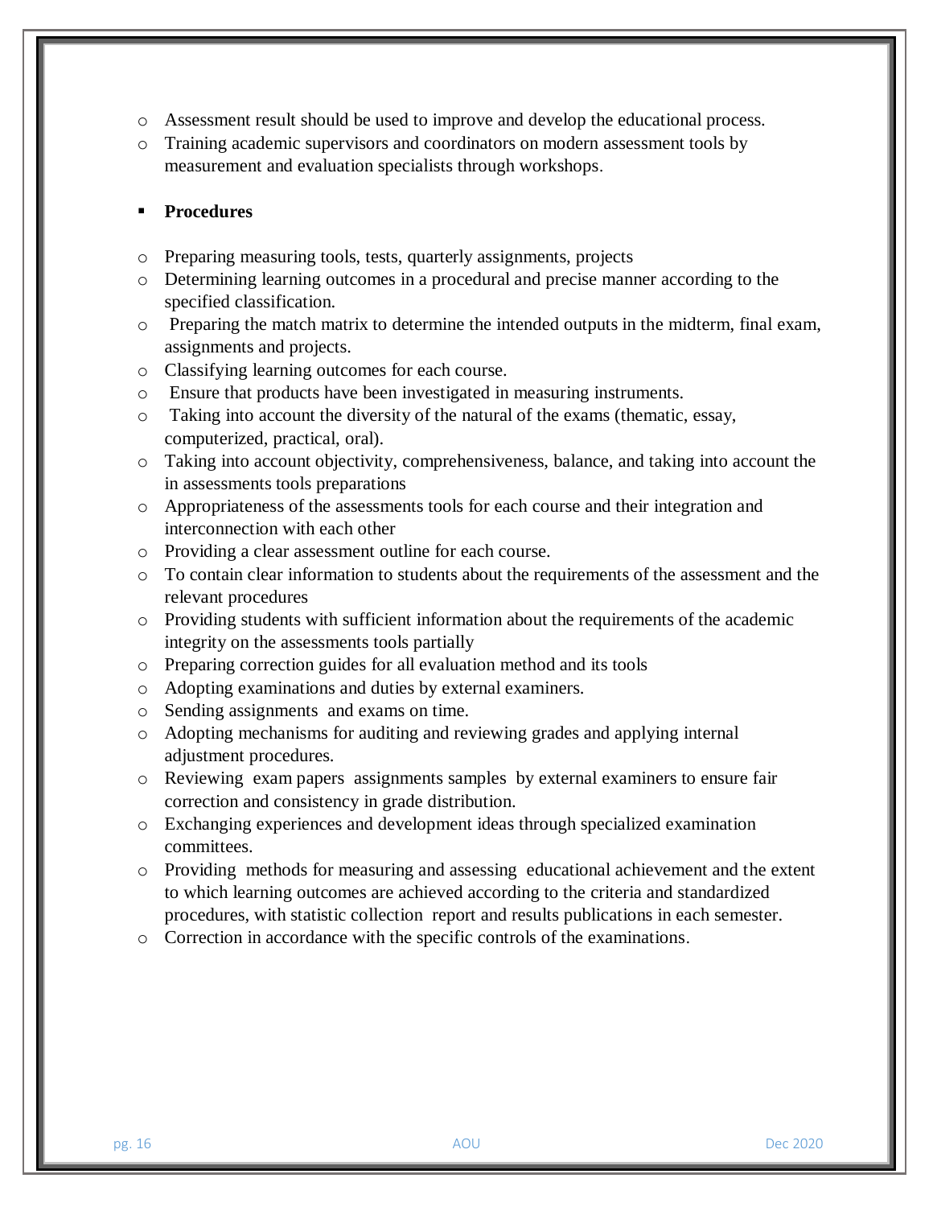- Assessment result should be used to improve and develop the educational process.
- Training academic supervisors and coordinators on modern assessment tools by measurement and evaluation specialists through workshops.

- **Procedures**

- Preparing measuring tools, tests, quarterly assignments, projects
- Determining learning outcomes in a procedural and precise manner according to the specified classification.
- Preparing the match matrix to determine the intended outputs in the midterm, final exam, assignments and projects.
- Classifying learning outcomes for each course.
- Ensure that products have been investigated in measuring instruments.
- Taking into account the diversity of the natural of the exams (thematic, essay, computerized, practical, oral).
- Taking into account objectivity, comprehensiveness, balance, and taking into account the in assessments tools preparations
- Appropriateness of the assessments tools for each course and their integration and interconnection with each other
- Providing a clear assessment outline for each course.
- To contain clear information to students about the requirements of the assessment and the relevant procedures
- Providing students with sufficient information about the requirements of the academic integrity on the assessments tools partially
- Preparing correction guides for all evaluation method and its tools
- Adopting examinations and duties by external examiners.
- Sending assignments and exams on time.
- Adopting mechanisms for auditing and reviewing grades and applying internal adjustment procedures.
- Reviewing exam papers assignments samples by external examiners to ensure fair correction and consistency in grade distribution.
- Exchanging experiences and development ideas through specialized examination committees.
- Providing methods for measuring and assessing educational achievement and the extent to which learning outcomes are achieved according to the criteria and standardized procedures, with statistic collection report and results publications in each semester.
- Correction in accordance with the specific controls of the examinations.